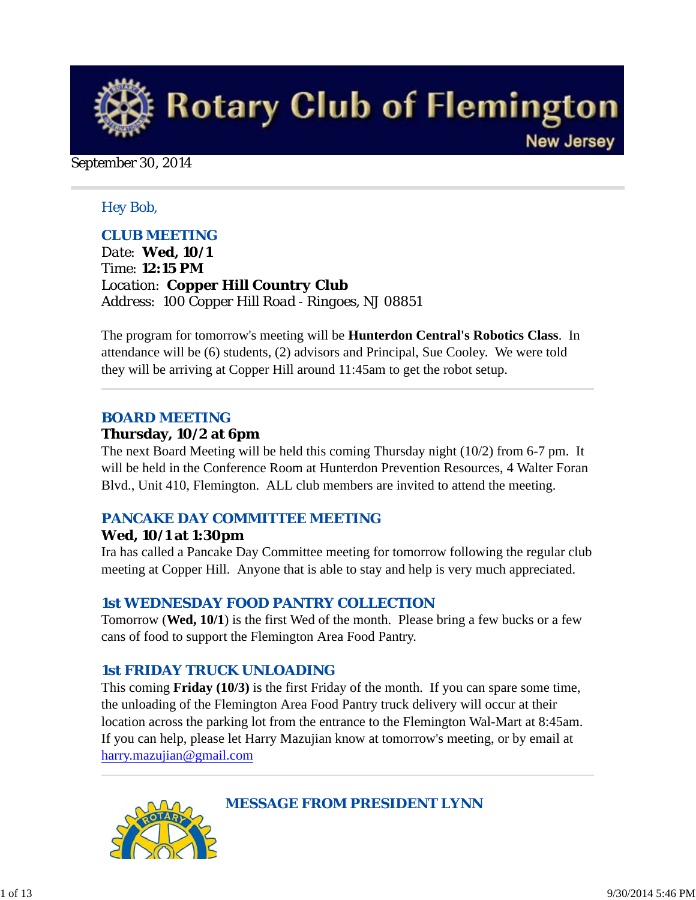# Rotary Club of Flemington

New Jersey

September 30, 2014

Hey Bob,

## CLUB MEETING

Date: **Wed, 10/1**
Time: **12:15 PM**
Location: **Copper Hill Country Club**
Address: 100 Copper Hill Road - Ringoes, NJ 08851

The program for tomorrow's meeting will be **Hunterdon Central's Robotics Class**. In attendance will be (6) students, (2) advisors and Principal, Sue Cooley. We were told they will be arriving at Copper Hill around 11:45am to get the robot setup.

## BOARD MEETING

**Thursday, 10/2 at 6pm**

The next Board Meeting will be held this coming Thursday night (10/2) from 6-7 pm. It will be held in the Conference Room at Hunterdon Prevention Resources, 4 Walter Foran Blvd., Unit 410, Flemington. ALL club members are invited to attend the meeting.

## PANCAKE DAY COMMITTEE MEETING

**Wed, 10/1 at 1:30pm**

Ira has called a Pancake Day Committee meeting for tomorrow following the regular club meeting at Copper Hill. Anyone that is able to stay and help is very much appreciated.

## 1st WEDNESDAY FOOD PANTRY COLLECTION

Tomorrow (**Wed, 10/1**) is the first Wed of the month. Please bring a few bucks or a few cans of food to support the Flemington Area Food Pantry.

## 1st FRIDAY TRUCK UNLOADING

This coming **Friday (10/3)** is the first Friday of the month. If you can spare some time, the unloading of the Flemington Area Food Pantry truck delivery will occur at their location across the parking lot from the entrance to the Flemington Wal-Mart at 8:45am. If you can help, please let Harry Mazujian know at tomorrow's meeting, or by email at harry.mazujian@gmail.com

## MESSAGE FROM PRESIDENT LYNN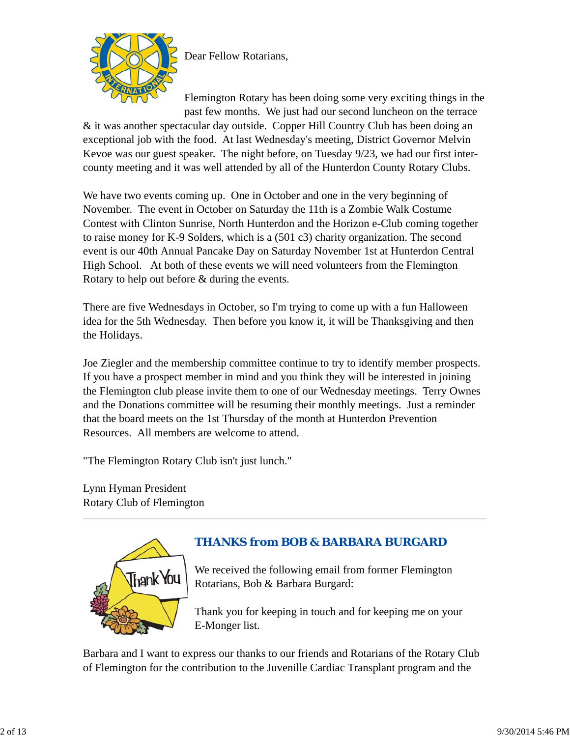Dear Fellow Rotarians,

Flemington Rotary has been doing some very exciting things in the past few months. We just had our second luncheon on the terrace & it was another spectacular day outside. Copper Hill Country Club has been doing an exceptional job with the food. At last Wednesday's meeting, District Governor Melvin Kevoe was our guest speaker. The night before, on Tuesday 9/23, we had our first inter-county meeting and it was well attended by all of the Hunterdon County Rotary Clubs.

We have two events coming up. One in October and one in the very beginning of November. The event in October on Saturday the 11th is a Zombie Walk Costume Contest with Clinton Sunrise, North Hunterdon and the Horizon e-Club coming together to raise money for K-9 Solders, which is a (501 c3) charity organization. The second event is our 40th Annual Pancake Day on Saturday November 1st at Hunterdon Central High School. At both of these events we will need volunteers from the Flemington Rotary to help out before & during the events.

There are five Wednesdays in October, so I'm trying to come up with a fun Halloween idea for the 5th Wednesday. Then before you know it, it will be Thanksgiving and then the Holidays.

Joe Ziegler and the membership committee continue to try to identify member prospects. If you have a prospect member in mind and you think they will be interested in joining the Flemington club please invite them to one of our Wednesday meetings. Terry Ownes and the Donations committee will be resuming their monthly meetings. Just a reminder that the board meets on the 1st Thursday of the month at Hunterdon Prevention Resources. All members are welcome to attend.

"The Flemington Rotary Club isn't just lunch."

Lynn Hyman President
Rotary Club of Flemington

---

## THANKS from BOB & BARBARA BURGARD

We received the following email from former Flemington Rotarians, Bob & Barbara Burgard:

Thank you for keeping in touch and for keeping me on your E-Monger list.

Barbara and I want to express our thanks to our friends and Rotarians of the Rotary Club of Flemington for the contribution to the Juvenille Cardiac Transplant program and the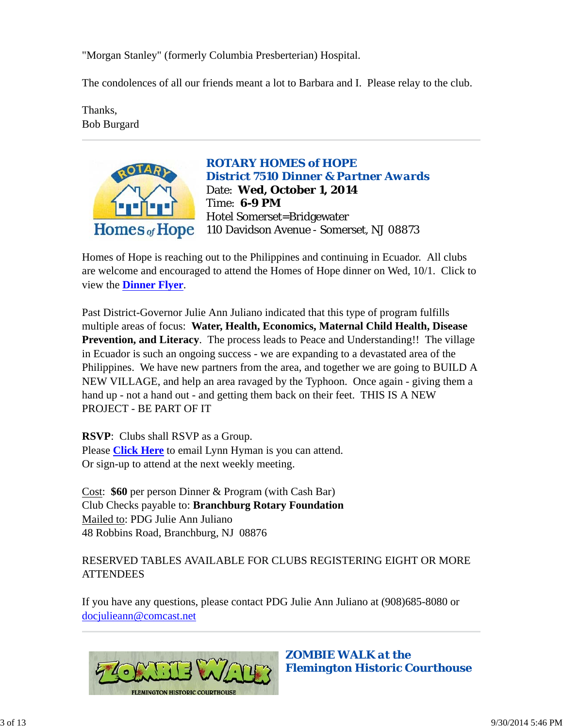"Morgan Stanley" (formerly Columbia Presberterian) Hospital.

The condolences of all our friends meant a lot to Barbara and I. Please relay to the club.

Thanks,
Bob Burgard

---

## ROTARY HOMES of HOPE
## District 7510 Dinner & Partner Awards

Date: **Wed, October 1, 2014**
Time: **6-9 PM**
Hotel Somerset=Bridgewater
110 Davidson Avenue - Somerset, NJ 08873

Homes of Hope is reaching out to the Philippines and continuing in Ecuador. All clubs are welcome and encouraged to attend the Homes of Hope dinner on Wed, 10/1. Click to view the **Dinner Flyer**.

Past District-Governor Julie Ann Juliano indicated that this type of program fulfills multiple areas of focus: **Water, Health, Economics, Maternal Child Health, Disease Prevention, and Literacy**. The process leads to Peace and Understanding!! The village in Ecuador is such an ongoing success - we are expanding to a devastated area of the Philippines. We have new partners from the area, and together we are going to BUILD A NEW VILLAGE, and help an area ravaged by the Typhoon. Once again - giving them a hand up - not a hand out - and getting them back on their feet. THIS IS A NEW PROJECT - BE PART OF IT

**RSVP**: Clubs shall RSVP as a Group.
Please **Click Here** to email Lynn Hyman is you can attend.
Or sign-up to attend at the next weekly meeting.

Cost: **$60** per person Dinner & Program (with Cash Bar)
Club Checks payable to: **Branchburg Rotary Foundation**
Mailed to: PDG Julie Ann Juliano
48 Robbins Road, Branchburg, NJ 08876

RESERVED TABLES AVAILABLE FOR CLUBS REGISTERING EIGHT OR MORE ATTENDEES

If you have any questions, please contact PDG Julie Ann Juliano at (908)685-8080 or docjulieann@comcast.net

---

## ZOMBIE WALK at the Flemington Historic Courthouse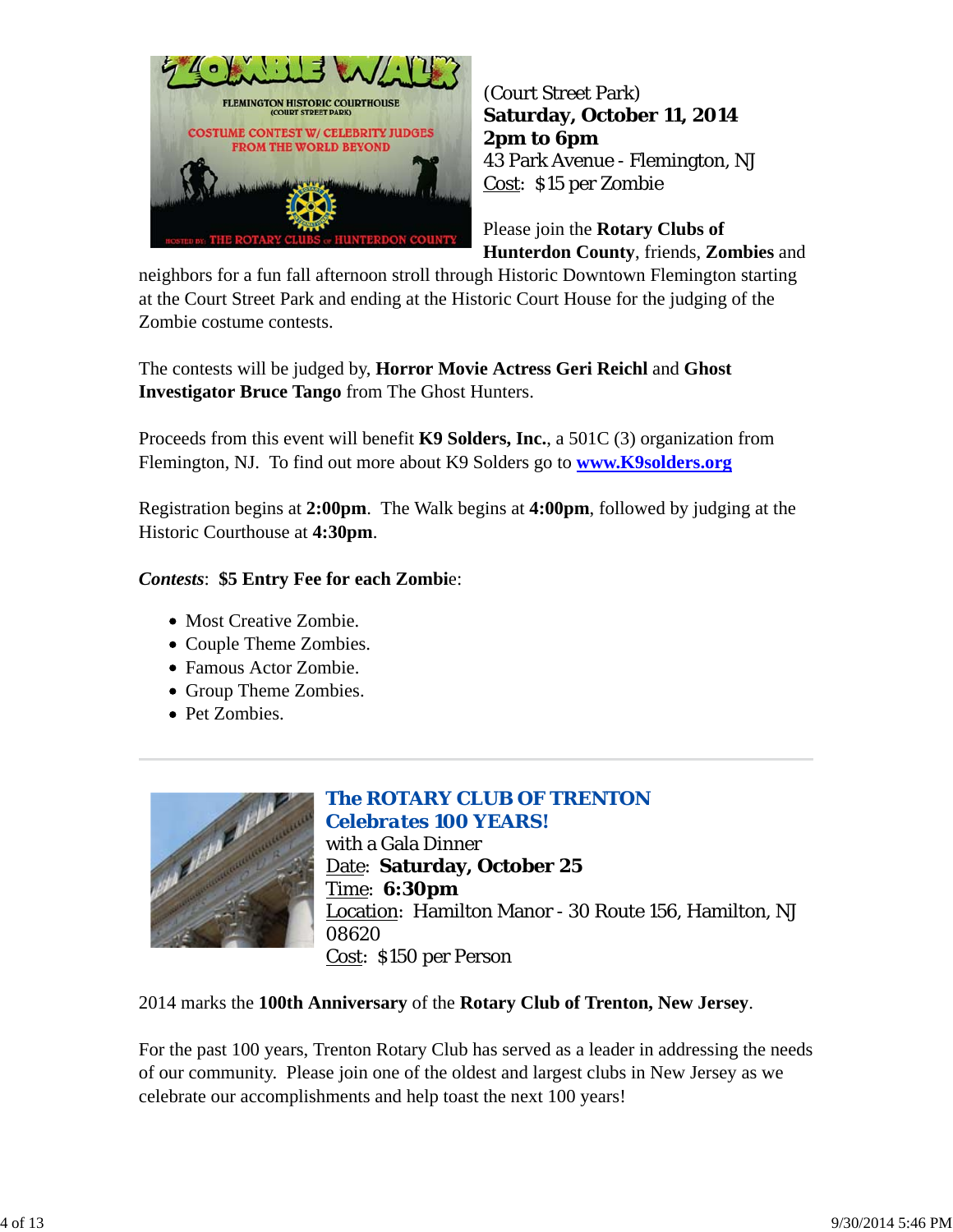(Court Street Park)
**Saturday, October 11, 2014**
**2pm to 6pm**
43 Park Avenue - Flemington, NJ
Cost: $15 per Zombie

Please join the **Rotary Clubs of Hunterdon County**, friends, **Zombies** and neighbors for a fun fall afternoon stroll through Historic Downtown Flemington starting at the Court Street Park and ending at the Historic Court House for the judging of the Zombie costume contests.

The contests will be judged by, **Horror Movie Actress Geri Reichl** and **Ghost Investigator Bruce Tango** from The Ghost Hunters.

Proceeds from this event will benefit **K9 Solders, Inc.**, a 501C (3) organization from Flemington, NJ. To find out more about K9 Solders go to **www.K9solders.org**

Registration begins at **2:00pm**. The Walk begins at **4:00pm**, followed by judging at the Historic Courthouse at **4:30pm**.

***Contests*: $5 Entry Fee for each Zombie**:

- Most Creative Zombie.
- Couple Theme Zombies.
- Famous Actor Zombie.
- Group Theme Zombies.
- Pet Zombies.

---

**The ROTARY CLUB OF TRENTON**
**Celebrates 100 YEARS!**
with a Gala Dinner
Date: **Saturday, October 25**
Time: **6:30pm**
Location: Hamilton Manor - 30 Route 156, Hamilton, NJ 08620
Cost: $150 per Person

2014 marks the **100th Anniversary** of the **Rotary Club of Trenton, New Jersey**.

For the past 100 years, Trenton Rotary Club has served as a leader in addressing the needs of our community. Please join one of the oldest and largest clubs in New Jersey as we celebrate our accomplishments and help toast the next 100 years!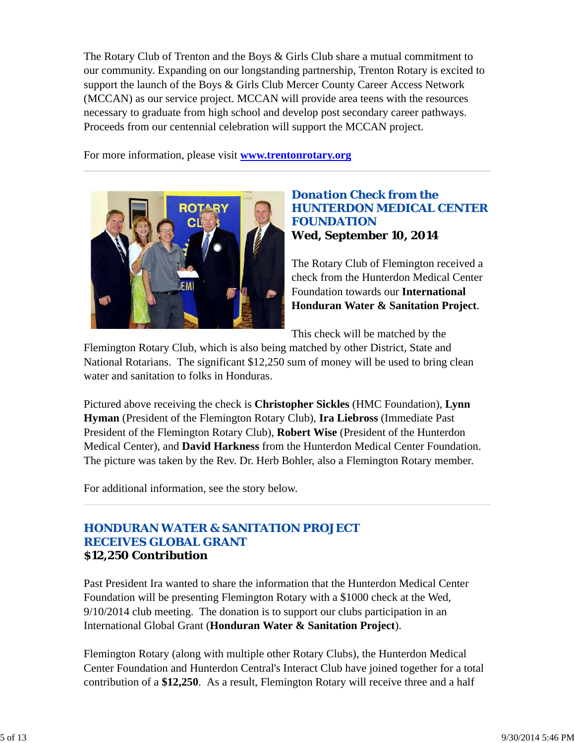The Rotary Club of Trenton and the Boys & Girls Club share a mutual commitment to our community. Expanding on our longstanding partnership, Trenton Rotary is excited to support the launch of the Boys & Girls Club Mercer County Career Access Network (MCCAN) as our service project. MCCAN will provide area teens with the resources necessary to graduate from high school and develop post secondary career pathways. Proceeds from our centennial celebration will support the MCCAN project.

For more information, please visit **[www.trentonrotary.org](http://www.trentonrotary.org)**

---

## Donation Check from the HUNTERDON MEDICAL CENTER FOUNDATION

**Wed, September 10, 2014**

The Rotary Club of Flemington received a check from the Hunterdon Medical Center Foundation towards our **International Honduran Water & Sanitation Project**.

This check will be matched by the Flemington Rotary Club, which is also being matched by other District, State and National Rotarians. The significant $12,250 sum of money will be used to bring clean water and sanitation to folks in Honduras.

Pictured above receiving the check is **Christopher Sickles** (HMC Foundation), **Lynn Hyman** (President of the Flemington Rotary Club), **Ira Liebross** (Immediate Past President of the Flemington Rotary Club), **Robert Wise** (President of the Hunterdon Medical Center), and **David Harkness** from the Hunterdon Medical Center Foundation. The picture was taken by the Rev. Dr. Herb Bohler, also a Flemington Rotary member.

For additional information, see the story below.

---

## HONDURAN WATER & SANITATION PROJECT RECEIVES GLOBAL GRANT

**$12,250 Contribution**

Past President Ira wanted to share the information that the Hunterdon Medical Center Foundation will be presenting Flemington Rotary with a $1000 check at the Wed, 9/10/2014 club meeting. The donation is to support our clubs participation in an International Global Grant (**Honduran Water & Sanitation Project**).

Flemington Rotary (along with multiple other Rotary Clubs), the Hunterdon Medical Center Foundation and Hunterdon Central's Interact Club have joined together for a total contribution of a **$12,250**. As a result, Flemington Rotary will receive three and a half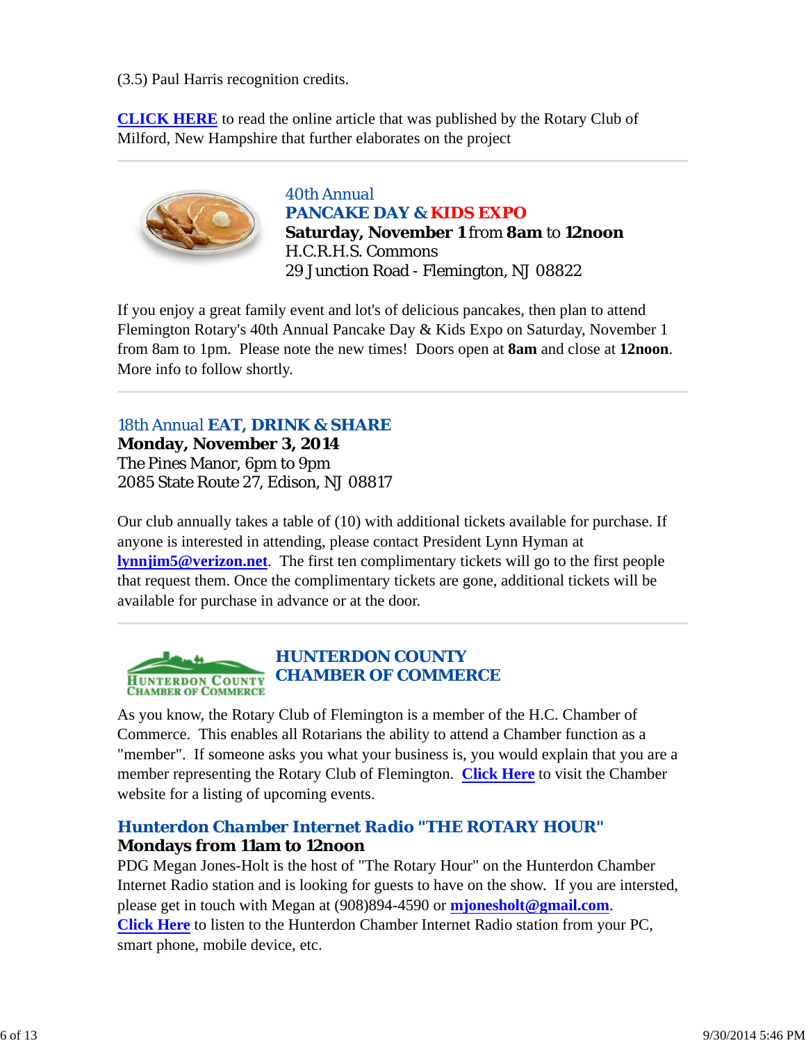(3.5) Paul Harris recognition credits.

**CLICK HERE** to read the online article that was published by the Rotary Club of Milford, New Hampshire that further elaborates on the project

---

40th Annual
**PANCAKE DAY & KIDS EXPO**
**Saturday, November 1** from **8am** to **12noon**
H.C.R.H.S. Commons
29 Junction Road - Flemington, NJ 08822

If you enjoy a great family event and lot's of delicious pancakes, then plan to attend Flemington Rotary's 40th Annual Pancake Day & Kids Expo on Saturday, November 1 from 8am to 1pm. Please note the new times! Doors open at **8am** and close at **12noon**. More info to follow shortly.

---

18th Annual **EAT, DRINK & SHARE**
**Monday, November 3, 2014**
The Pines Manor, 6pm to 9pm
2085 State Route 27, Edison, NJ 08817

Our club annually takes a table of (10) with additional tickets available for purchase. If anyone is interested in attending, please contact President Lynn Hyman at **lynnjim5@verizon.net**. The first ten complimentary tickets will go to the first people that request them. Once the complimentary tickets are gone, additional tickets will be available for purchase in advance or at the door.

---

**HUNTERDON COUNTY CHAMBER OF COMMERCE**

As you know, the Rotary Club of Flemington is a member of the H.C. Chamber of Commerce. This enables all Rotarians the ability to attend a Chamber function as a "member". If someone asks you what your business is, you would explain that you are a member representing the Rotary Club of Flemington. **Click Here** to visit the Chamber website for a listing of upcoming events.

**Hunterdon Chamber Internet Radio "THE ROTARY HOUR"**
**Mondays from 11am to 12noon**
PDG Megan Jones-Holt is the host of "The Rotary Hour" on the Hunterdon Chamber Internet Radio station and is looking for guests to have on the show. If you are intersted, please get in touch with Megan at (908)894-4590 or **mjonesholt@gmail.com**.
**Click Here** to listen to the Hunterdon Chamber Internet Radio station from your PC, smart phone, mobile device, etc.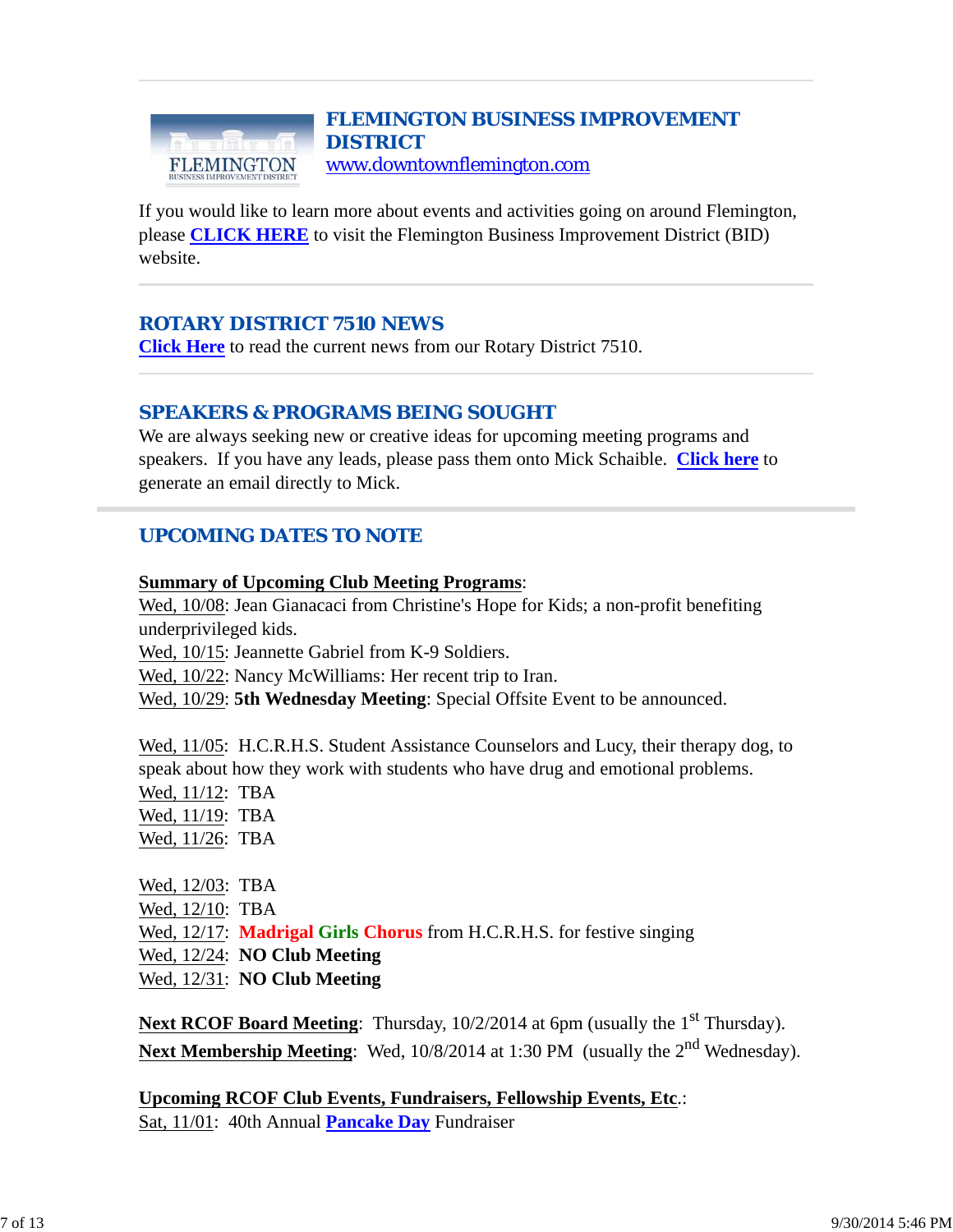## FLEMINGTON BUSINESS IMPROVEMENT DISTRICT

www.downtownflemington.com

If you would like to learn more about events and activities going on around Flemington, please **CLICK HERE** to visit the Flemington Business Improvement District (BID) website.

## ROTARY DISTRICT 7510 NEWS

**Click Here** to read the current news from our Rotary District 7510.

## SPEAKERS & PROGRAMS BEING SOUGHT

We are always seeking new or creative ideas for upcoming meeting programs and speakers. If you have any leads, please pass them onto Mick Schaible. **Click here** to generate an email directly to Mick.

## UPCOMING DATES TO NOTE

**Summary of Upcoming Club Meeting Programs**:

Wed, 10/08: Jean Gianacaci from Christine's Hope for Kids; a non-profit benefiting underprivileged kids.
Wed, 10/15: Jeannette Gabriel from K-9 Soldiers.
Wed, 10/22: Nancy McWilliams: Her recent trip to Iran.
Wed, 10/29: **5th Wednesday Meeting**: Special Offsite Event to be announced.

Wed, 11/05: H.C.R.H.S. Student Assistance Counselors and Lucy, their therapy dog, to speak about how they work with students who have drug and emotional problems.
Wed, 11/12: TBA
Wed, 11/19: TBA
Wed, 11/26: TBA

Wed, 12/03: TBA
Wed, 12/10: TBA
Wed, 12/17: **Madrigal Girls Chorus** from H.C.R.H.S. for festive singing
Wed, 12/24: **NO Club Meeting**
Wed, 12/31: **NO Club Meeting**

**Next RCOF Board Meeting**: Thursday, 10/2/2014 at 6pm (usually the 1st Thursday).
**Next Membership Meeting**: Wed, 10/8/2014 at 1:30 PM (usually the 2nd Wednesday).

**Upcoming RCOF Club Events, Fundraisers, Fellowship Events, Etc.**:
Sat, 11/01: 40th Annual **Pancake Day** Fundraiser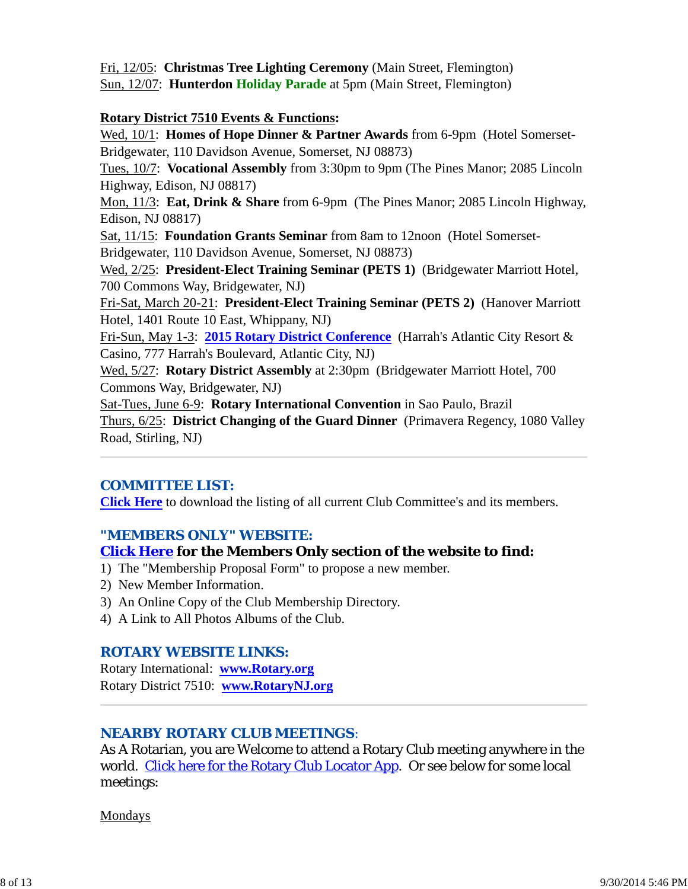Fri, 12/05: **Christmas Tree Lighting Ceremony** (Main Street, Flemington)
Sun, 12/07: **Hunterdon Holiday Parade** at 5pm (Main Street, Flemington)

**Rotary District 7510 Events & Functions:**

Wed, 10/1: **Homes of Hope Dinner & Partner Awards** from 6-9pm (Hotel Somerset-Bridgewater, 110 Davidson Avenue, Somerset, NJ 08873)
Tues, 10/7: **Vocational Assembly** from 3:30pm to 9pm (The Pines Manor; 2085 Lincoln Highway, Edison, NJ 08817)
Mon, 11/3: **Eat, Drink & Share** from 6-9pm (The Pines Manor; 2085 Lincoln Highway, Edison, NJ 08817)
Sat, 11/15: **Foundation Grants Seminar** from 8am to 12noon (Hotel Somerset-Bridgewater, 110 Davidson Avenue, Somerset, NJ 08873)
Wed, 2/25: **President-Elect Training Seminar (PETS 1)** (Bridgewater Marriott Hotel, 700 Commons Way, Bridgewater, NJ)
Fri-Sat, March 20-21: **President-Elect Training Seminar (PETS 2)** (Hanover Marriott Hotel, 1401 Route 10 East, Whippany, NJ)
Fri-Sun, May 1-3: **2015 Rotary District Conference** (Harrah's Atlantic City Resort & Casino, 777 Harrah's Boulevard, Atlantic City, NJ)
Wed, 5/27: **Rotary District Assembly** at 2:30pm (Bridgewater Marriott Hotel, 700 Commons Way, Bridgewater, NJ)
Sat-Tues, June 6-9: **Rotary International Convention** in Sao Paulo, Brazil
Thurs, 6/25: **District Changing of the Guard Dinner** (Primavera Regency, 1080 Valley Road, Stirling, NJ)

---

## COMMITTEE LIST:

**Click Here** to download the listing of all current Club Committee's and its members.

## "MEMBERS ONLY" WEBSITE:

**Click Here for the Members Only section of the website to find:**

1) The "Membership Proposal Form" to propose a new member.
2) New Member Information.
3) An Online Copy of the Club Membership Directory.
4) A Link to All Photos Albums of the Club.

## ROTARY WEBSITE LINKS:

Rotary International: **www.Rotary.org**
Rotary District 7510: **www.RotaryNJ.org**

---

## NEARBY ROTARY CLUB MEETINGS:

As A Rotarian, you are Welcome to attend a Rotary Club meeting anywhere in the world. Click here for the Rotary Club Locator App. Or see below for some local meetings:

Mondays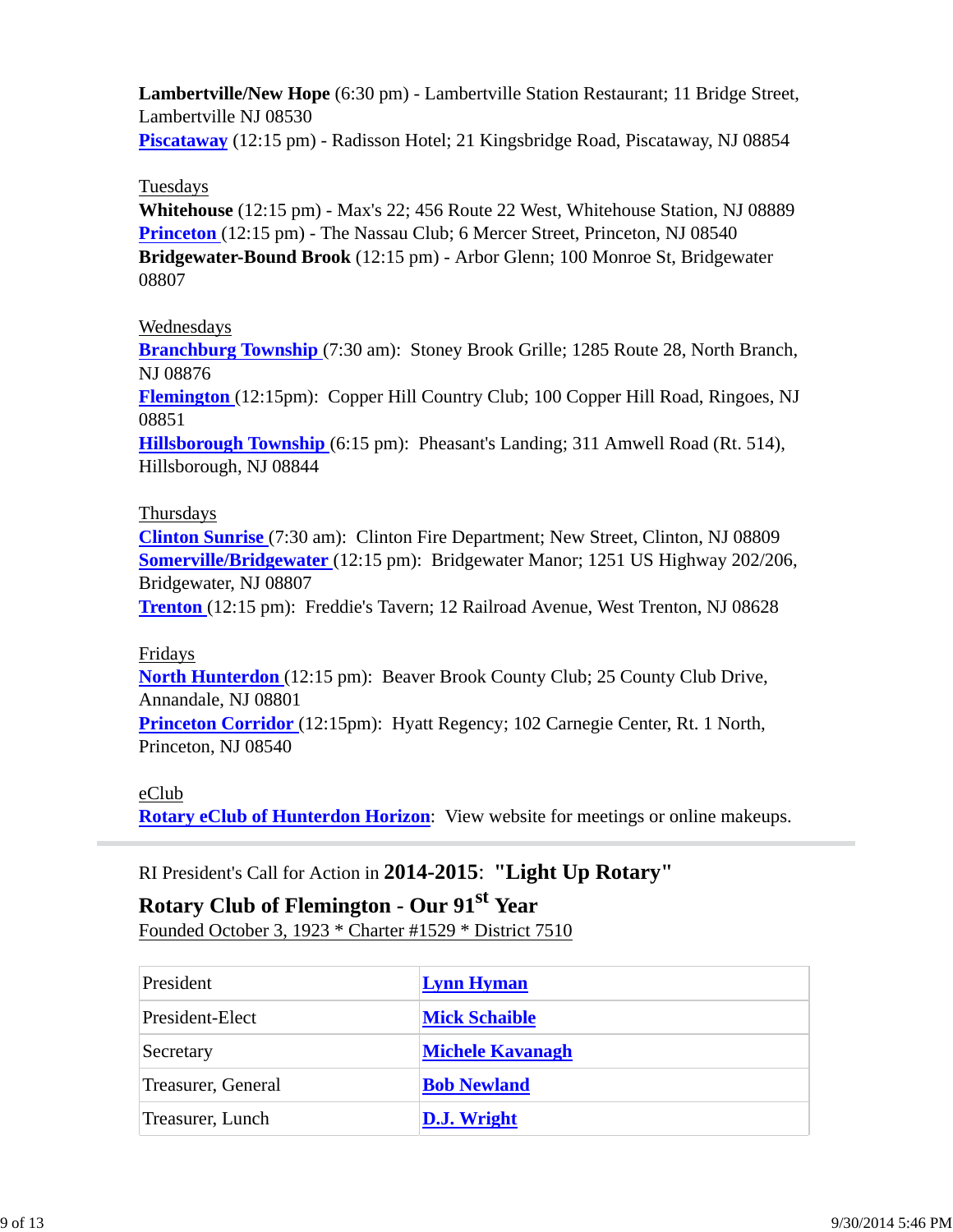**Lambertville/New Hope** (6:30 pm) - Lambertville Station Restaurant; 11 Bridge Street, Lambertville NJ 08530
**Piscataway** (12:15 pm) - Radisson Hotel; 21 Kingsbridge Road, Piscataway, NJ 08854

Tuesdays
**Whitehouse** (12:15 pm) - Max's 22; 456 Route 22 West, Whitehouse Station, NJ 08889
**Princeton** (12:15 pm) - The Nassau Club; 6 Mercer Street, Princeton, NJ 08540
**Bridgewater-Bound Brook** (12:15 pm) - Arbor Glenn; 100 Monroe St, Bridgewater 08807

Wednesdays
**Branchburg Township** (7:30 am): Stoney Brook Grille; 1285 Route 28, North Branch, NJ 08876
**Flemington** (12:15pm): Copper Hill Country Club; 100 Copper Hill Road, Ringoes, NJ 08851
**Hillsborough Township** (6:15 pm): Pheasant's Landing; 311 Amwell Road (Rt. 514), Hillsborough, NJ 08844

Thursdays
**Clinton Sunrise** (7:30 am): Clinton Fire Department; New Street, Clinton, NJ 08809
**Somerville/Bridgewater** (12:15 pm): Bridgewater Manor; 1251 US Highway 202/206, Bridgewater, NJ 08807
**Trenton** (12:15 pm): Freddie's Tavern; 12 Railroad Avenue, West Trenton, NJ 08628

Fridays
**North Hunterdon** (12:15 pm): Beaver Brook County Club; 25 County Club Drive, Annandale, NJ 08801
**Princeton Corridor** (12:15pm): Hyatt Regency; 102 Carnegie Center, Rt. 1 North, Princeton, NJ 08540

eClub
**Rotary eClub of Hunterdon Horizon**: View website for meetings or online makeups.

---

RI President's Call for Action in **2014-2015**: **"Light Up Rotary"**

## Rotary Club of Flemington - Our 91st Year

Founded October 3, 1923 * Charter #1529 * District 7510

| | |
|---|---|
| President | **Lynn Hyman** |
| President-Elect | **Mick Schaible** |
| Secretary | **Michele Kavanagh** |
| Treasurer, General | **Bob Newland** |
| Treasurer, Lunch | **D.J. Wright** |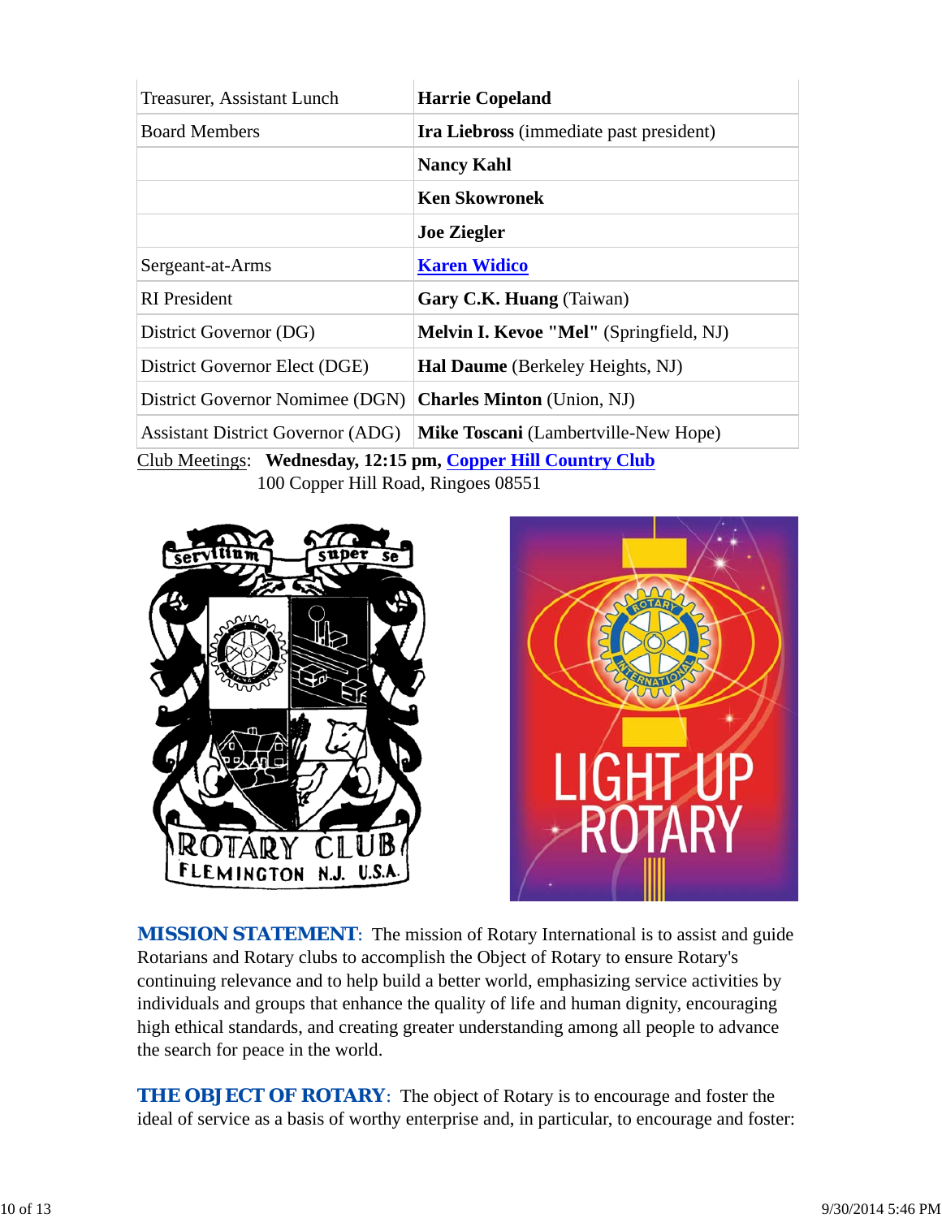| | |
|---|---|
| Treasurer, Assistant Lunch | **Harrie Copeland** |
| Board Members | **Ira Liebross** (immediate past president) |
| | **Nancy Kahl** |
| | **Ken Skowronek** |
| | **Joe Ziegler** |
| Sergeant-at-Arms | **Karen Widico** |
| RI President | **Gary C.K. Huang** (Taiwan) |
| District Governor (DG) | **Melvin I. Kevoe "Mel"** (Springfield, NJ) |
| District Governor Elect (DGE) | **Hal Daume** (Berkeley Heights, NJ) |
| District Governor Nomimee (DGN) | **Charles Minton** (Union, NJ) |
| Assistant District Governor (ADG) | **Mike Toscani** (Lambertville-New Hope) |

Club Meetings: **Wednesday, 12:15 pm, Copper Hill Country Club**
100 Copper Hill Road, Ringoes 08551

**MISSION STATEMENT**: The mission of Rotary International is to assist and guide Rotarians and Rotary clubs to accomplish the Object of Rotary to ensure Rotary's continuing relevance and to help build a better world, emphasizing service activities by individuals and groups that enhance the quality of life and human dignity, encouraging high ethical standards, and creating greater understanding among all people to advance the search for peace in the world.

**THE OBJECT OF ROTARY**: The object of Rotary is to encourage and foster the ideal of service as a basis of worthy enterprise and, in particular, to encourage and foster: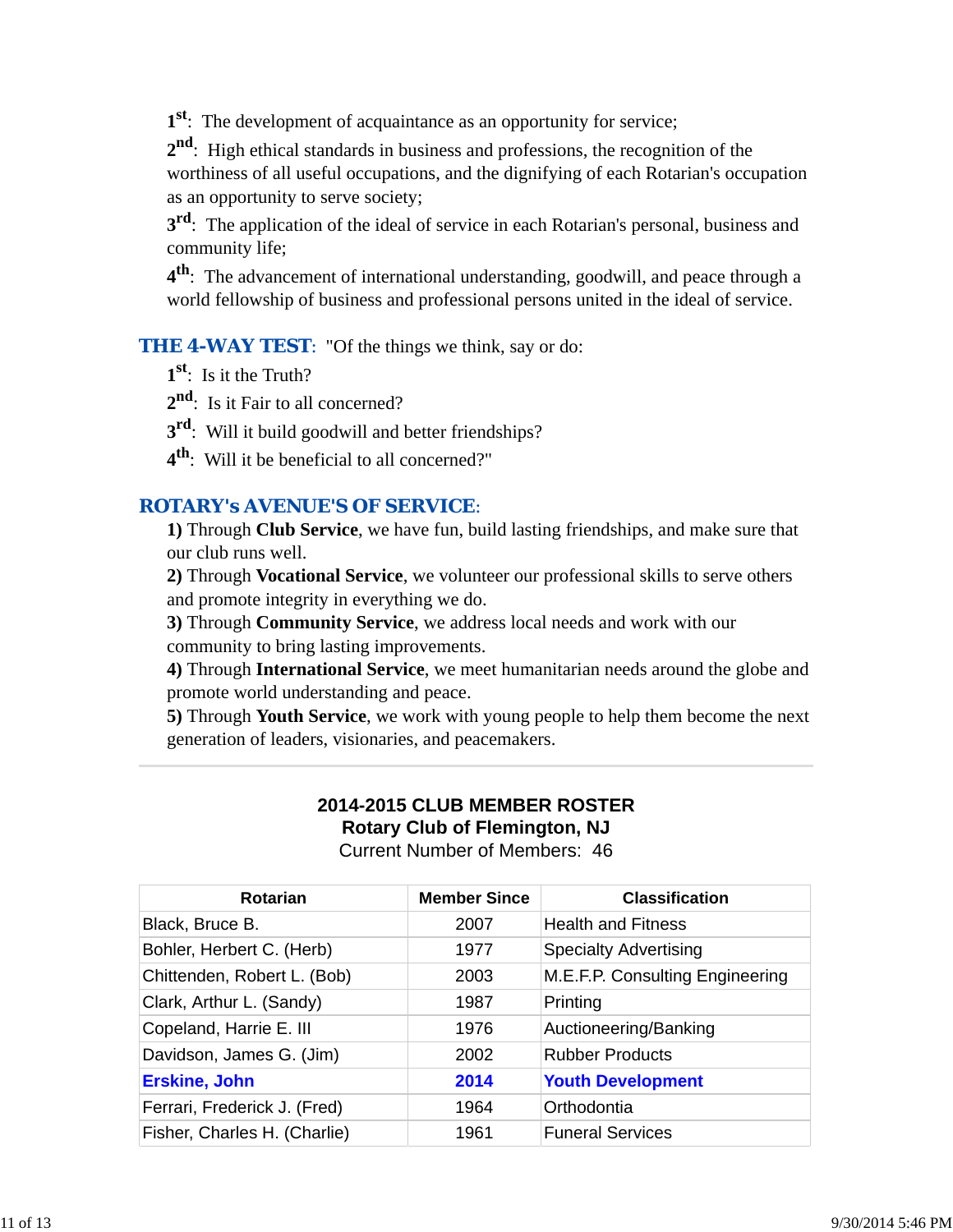1st: The development of acquaintance as an opportunity for service;

2nd: High ethical standards in business and professions, the recognition of the worthiness of all useful occupations, and the dignifying of each Rotarian's occupation as an opportunity to serve society;

3rd: The application of the ideal of service in each Rotarian's personal, business and community life;

4th: The advancement of international understanding, goodwill, and peace through a world fellowship of business and professional persons united in the ideal of service.

**THE 4-WAY TEST**: "Of the things we think, say or do:

1st: Is it the Truth?

2nd: Is it Fair to all concerned?

3rd: Will it build goodwill and better friendships?

4th: Will it be beneficial to all concerned?"

**ROTARY's AVENUE'S OF SERVICE**:

**1)** Through **Club Service**, we have fun, build lasting friendships, and make sure that our club runs well.

**2)** Through **Vocational Service**, we volunteer our professional skills to serve others and promote integrity in everything we do.

**3)** Through **Community Service**, we address local needs and work with our community to bring lasting improvements.

**4)** Through **International Service**, we meet humanitarian needs around the globe and promote world understanding and peace.

**5)** Through **Youth Service**, we work with young people to help them become the next generation of leaders, visionaries, and peacemakers.

---

**2014-2015 CLUB MEMBER ROSTER**
**Rotary Club of Flemington, NJ**
Current Number of Members: 46

| Rotarian | Member Since | Classification |
|---|---|---|
| Black, Bruce B. | 2007 | Health and Fitness |
| Bohler, Herbert C. (Herb) | 1977 | Specialty Advertising |
| Chittenden, Robert L. (Bob) | 2003 | M.E.F.P. Consulting Engineering |
| Clark, Arthur L. (Sandy) | 1987 | Printing |
| Copeland, Harrie E. III | 1976 | Auctioneering/Banking |
| Davidson, James G. (Jim) | 2002 | Rubber Products |
| **Erskine, John** | **2014** | **Youth Development** |
| Ferrari, Frederick J. (Fred) | 1964 | Orthodontia |
| Fisher, Charles H. (Charlie) | 1961 | Funeral Services |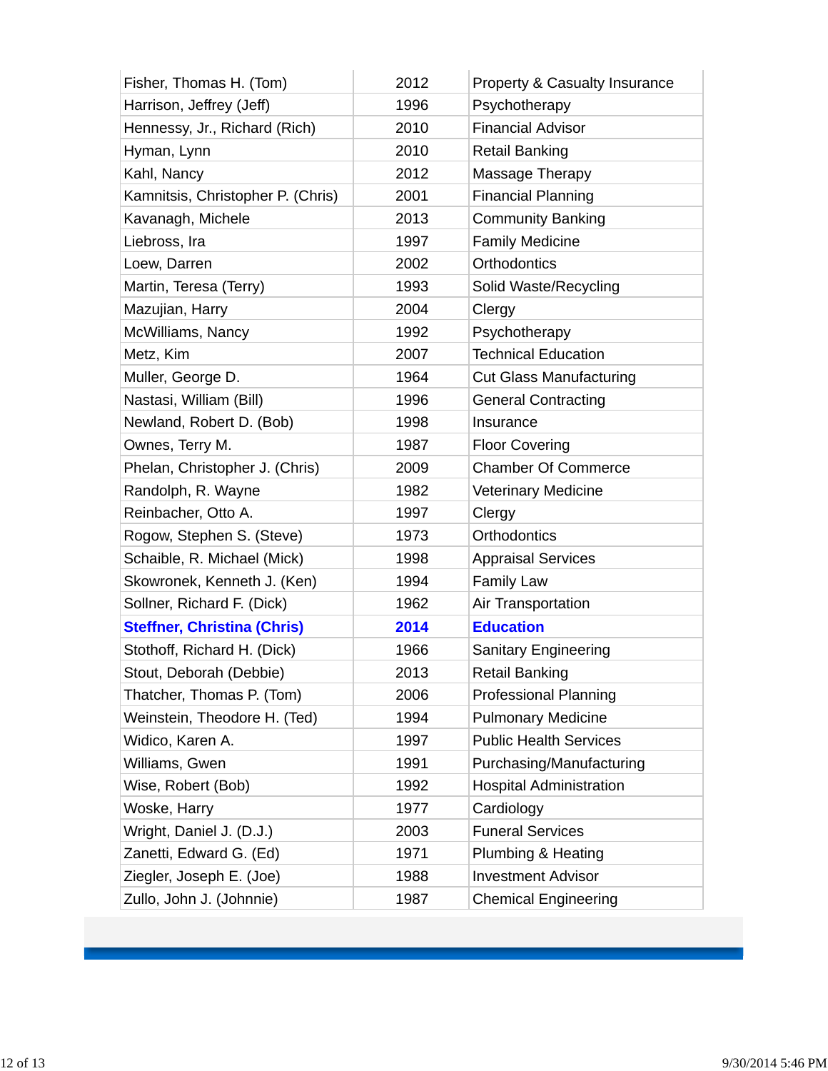| | | |
|---|---|---|
| Fisher, Thomas H. (Tom) | 2012 | Property & Casualty Insurance |
| Harrison, Jeffrey (Jeff) | 1996 | Psychotherapy |
| Hennessy, Jr., Richard (Rich) | 2010 | Financial Advisor |
| Hyman, Lynn | 2010 | Retail Banking |
| Kahl, Nancy | 2012 | Massage Therapy |
| Kamnitsis, Christopher P. (Chris) | 2001 | Financial Planning |
| Kavanagh, Michele | 2013 | Community Banking |
| Liebross, Ira | 1997 | Family Medicine |
| Loew, Darren | 2002 | Orthodontics |
| Martin, Teresa (Terry) | 1993 | Solid Waste/Recycling |
| Mazujian, Harry | 2004 | Clergy |
| McWilliams, Nancy | 1992 | Psychotherapy |
| Metz, Kim | 2007 | Technical Education |
| Muller, George D. | 1964 | Cut Glass Manufacturing |
| Nastasi, William (Bill) | 1996 | General Contracting |
| Newland, Robert D. (Bob) | 1998 | Insurance |
| Ownes, Terry M. | 1987 | Floor Covering |
| Phelan, Christopher J. (Chris) | 2009 | Chamber Of Commerce |
| Randolph, R. Wayne | 1982 | Veterinary Medicine |
| Reinbacher, Otto A. | 1997 | Clergy |
| Rogow, Stephen S. (Steve) | 1973 | Orthodontics |
| Schaible, R. Michael (Mick) | 1998 | Appraisal Services |
| Skowronek, Kenneth J. (Ken) | 1994 | Family Law |
| Sollner, Richard F. (Dick) | 1962 | Air Transportation |
| **Steffner, Christina (Chris)** | **2014** | **Education** |
| Stothoff, Richard H. (Dick) | 1966 | Sanitary Engineering |
| Stout, Deborah (Debbie) | 2013 | Retail Banking |
| Thatcher, Thomas P. (Tom) | 2006 | Professional Planning |
| Weinstein, Theodore H. (Ted) | 1994 | Pulmonary Medicine |
| Widico, Karen A. | 1997 | Public Health Services |
| Williams, Gwen | 1991 | Purchasing/Manufacturing |
| Wise, Robert (Bob) | 1992 | Hospital Administration |
| Woske, Harry | 1977 | Cardiology |
| Wright, Daniel J. (D.J.) | 2003 | Funeral Services |
| Zanetti, Edward G. (Ed) | 1971 | Plumbing & Heating |
| Ziegler, Joseph E. (Joe) | 1988 | Investment Advisor |
| Zullo, John J. (Johnnie) | 1987 | Chemical Engineering |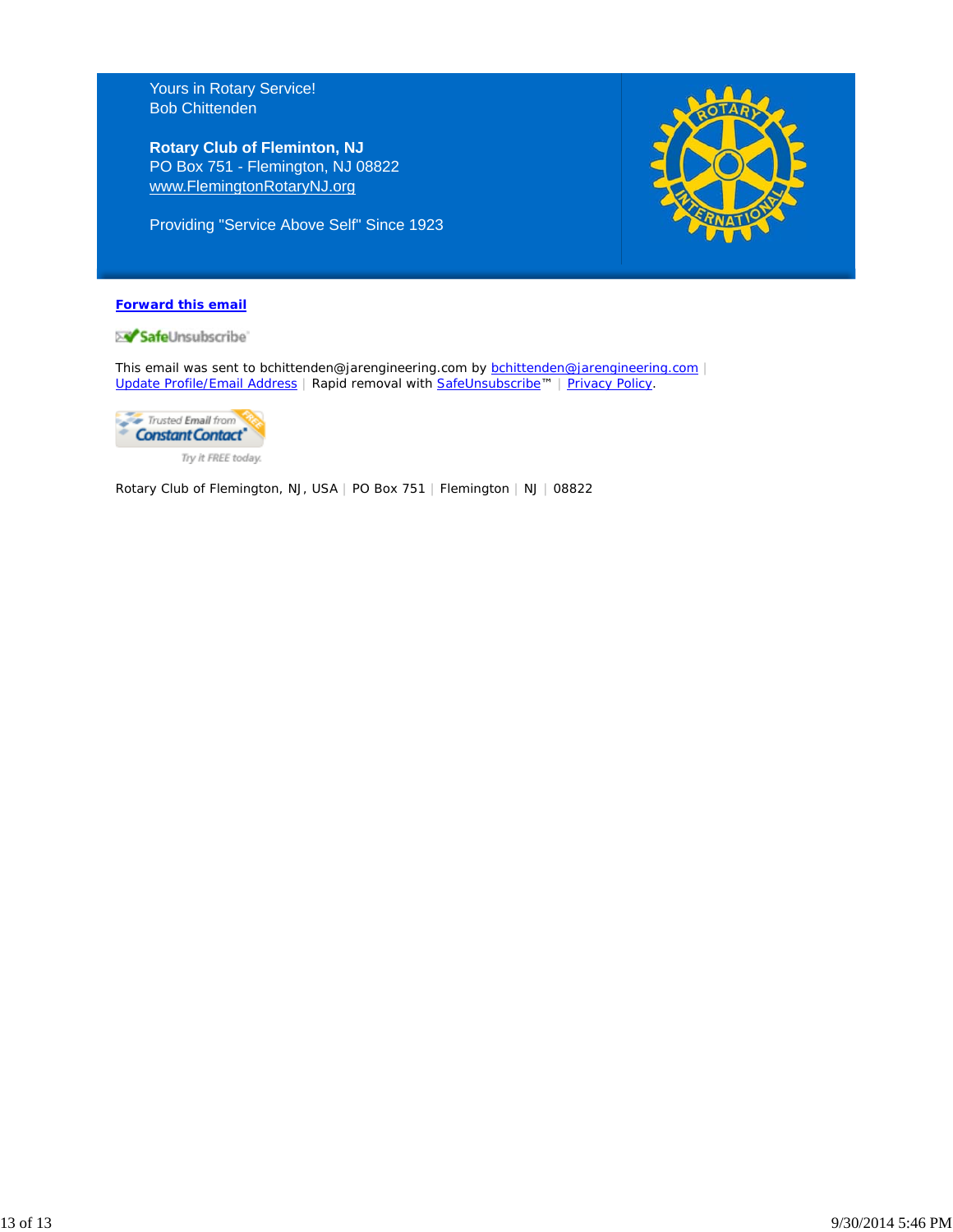Yours in Rotary Service!
Bob Chittenden

**Rotary Club of Fleminton, NJ**
PO Box 751 - Flemington, NJ 08822
www.FlemingtonRotaryNJ.org

Providing "Service Above Self" Since 1923

**Forward this email**

SafeUnsubscribe

This email was sent to bchittenden@jarengineering.com by bchittenden@jarengineering.com | Update Profile/Email Address | Rapid removal with SafeUnsubscribe™ | Privacy Policy.

Trusted Email from Constant Contact — Try it FREE today.

Rotary Club of Flemington, NJ, USA | PO Box 751 | Flemington | NJ | 08822